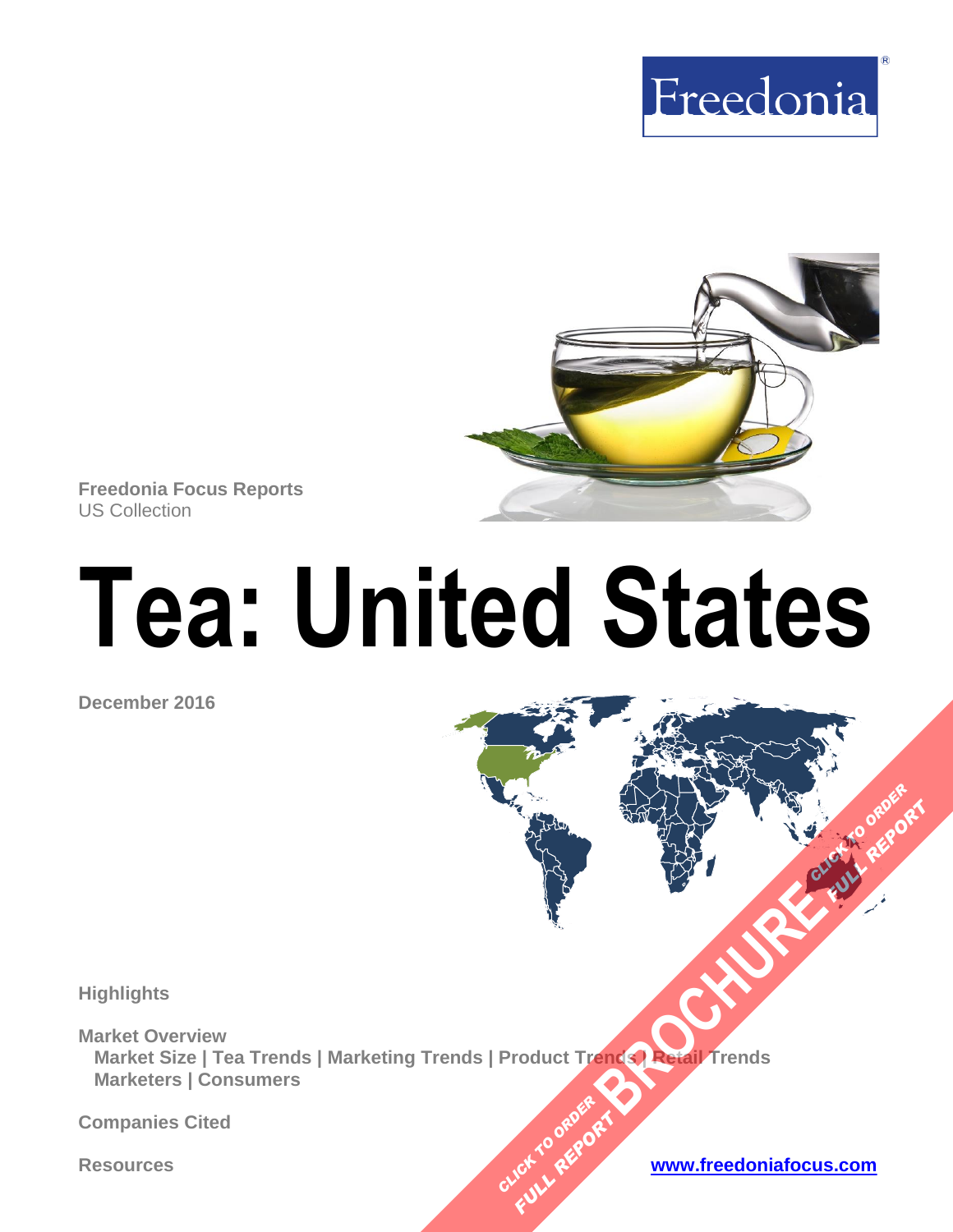Freedonia

Freedonia Focus Reports
US Collection

# Tea: United States

December 2016

Highlights

Market Overview
Market Size | Tea Trends | Marketing Trends | Product Trends | Retail Trends
Marketers | Consumers

Companies Cited

Resources

www.freedoniafocus.com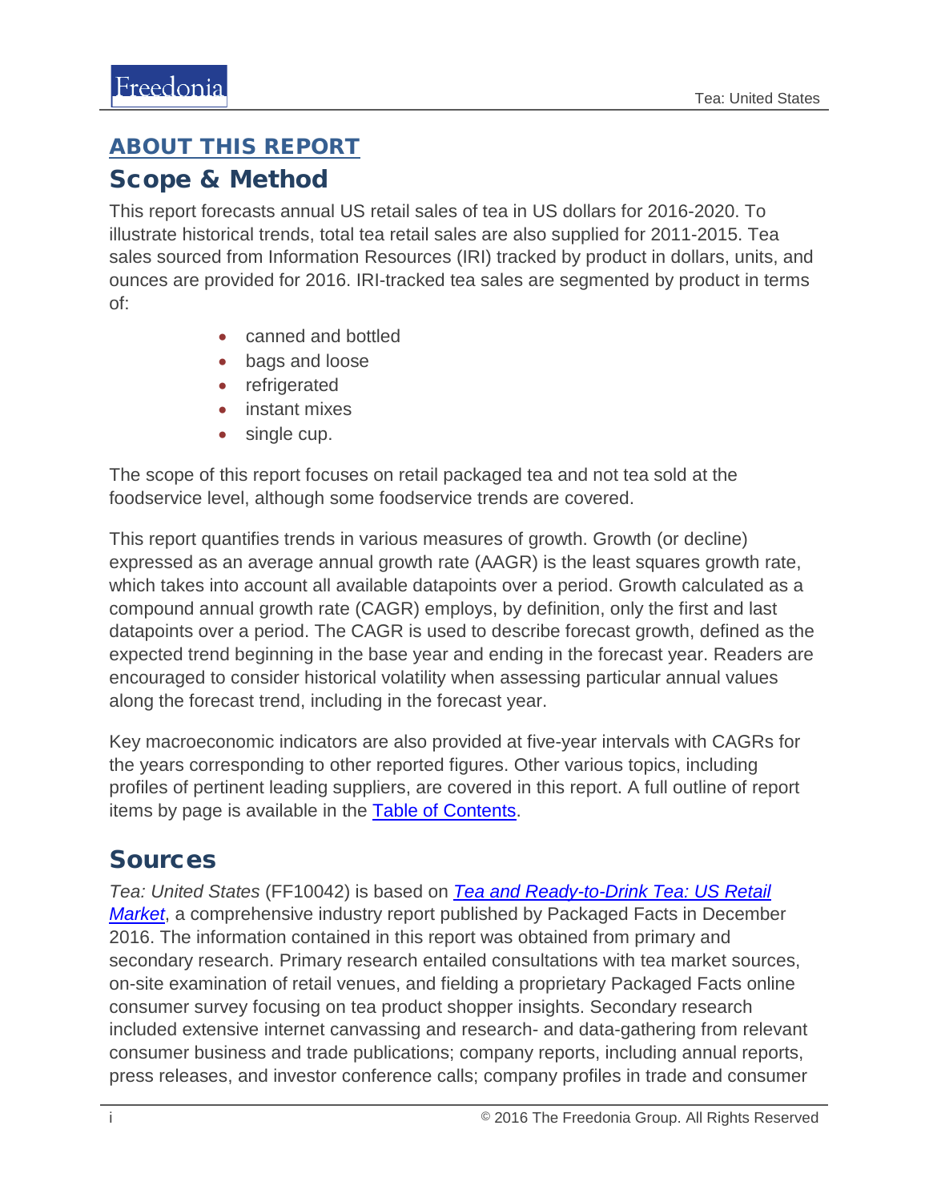## ABOUT THIS REPORT

# Scope & Method

This report forecasts annual US retail sales of tea in US dollars for 2016-2020. To illustrate historical trends, total tea retail sales are also supplied for 2011-2015. Tea sales sourced from Information Resources (IRI) tracked by product in dollars, units, and ounces are provided for 2016. IRI-tracked tea sales are segmented by product in terms of:

- canned and bottled
- bags and loose
- refrigerated
- instant mixes
- single cup.

The scope of this report focuses on retail packaged tea and not tea sold at the foodservice level, although some foodservice trends are covered.

This report quantifies trends in various measures of growth. Growth (or decline) expressed as an average annual growth rate (AAGR) is the least squares growth rate, which takes into account all available datapoints over a period. Growth calculated as a compound annual growth rate (CAGR) employs, by definition, only the first and last datapoints over a period. The CAGR is used to describe forecast growth, defined as the expected trend beginning in the base year and ending in the forecast year. Readers are encouraged to consider historical volatility when assessing particular annual values along the forecast trend, including in the forecast year.

Key macroeconomic indicators are also provided at five-year intervals with CAGRs for the years corresponding to other reported figures. Other various topics, including profiles of pertinent leading suppliers, are covered in this report. A full outline of report items by page is available in the Table of Contents.

# Sources

*Tea: United States* (FF10042) is based on *Tea and Ready-to-Drink Tea: US Retail Market*, a comprehensive industry report published by Packaged Facts in December 2016. The information contained in this report was obtained from primary and secondary research. Primary research entailed consultations with tea market sources, on-site examination of retail venues, and fielding a proprietary Packaged Facts online consumer survey focusing on tea product shopper insights. Secondary research included extensive internet canvassing and research- and data-gathering from relevant consumer business and trade publications; company reports, including annual reports, press releases, and investor conference calls; company profiles in trade and consumer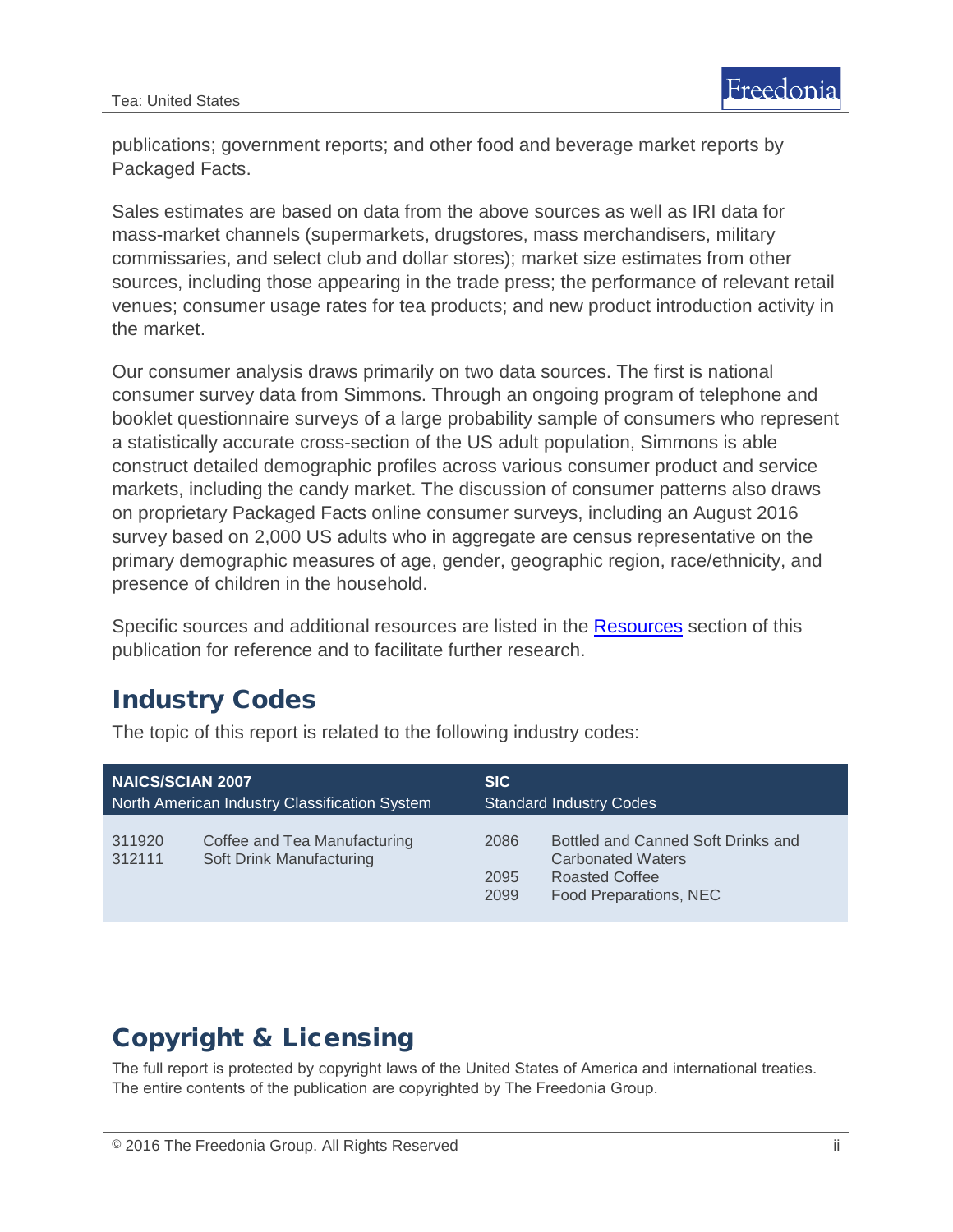publications; government reports; and other food and beverage market reports by Packaged Facts.

Sales estimates are based on data from the above sources as well as IRI data for mass-market channels (supermarkets, drugstores, mass merchandisers, military commissaries, and select club and dollar stores); market size estimates from other sources, including those appearing in the trade press; the performance of relevant retail venues; consumer usage rates for tea products; and new product introduction activity in the market.

Our consumer analysis draws primarily on two data sources. The first is national consumer survey data from Simmons. Through an ongoing program of telephone and booklet questionnaire surveys of a large probability sample of consumers who represent a statistically accurate cross-section of the US adult population, Simmons is able construct detailed demographic profiles across various consumer product and service markets, including the candy market. The discussion of consumer patterns also draws on proprietary Packaged Facts online consumer surveys, including an August 2016 survey based on 2,000 US adults who in aggregate are census representative on the primary demographic measures of age, gender, geographic region, race/ethnicity, and presence of children in the household.

Specific sources and additional resources are listed in the Resources section of this publication for reference and to facilitate further research.

## Industry Codes

The topic of this report is related to the following industry codes:

| NAICS/SCIAN 2007 North American Industry Classification System | | SIC Standard Industry Codes | |
|---|---|---|---|
| 311920 | Coffee and Tea Manufacturing | 2086 | Bottled and Canned Soft Drinks and Carbonated Waters |
| 312111 | Soft Drink Manufacturing | 2095 | Roasted Coffee |
| | | 2099 | Food Preparations, NEC |

## Copyright & Licensing

The full report is protected by copyright laws of the United States of America and international treaties. The entire contents of the publication are copyrighted by The Freedonia Group.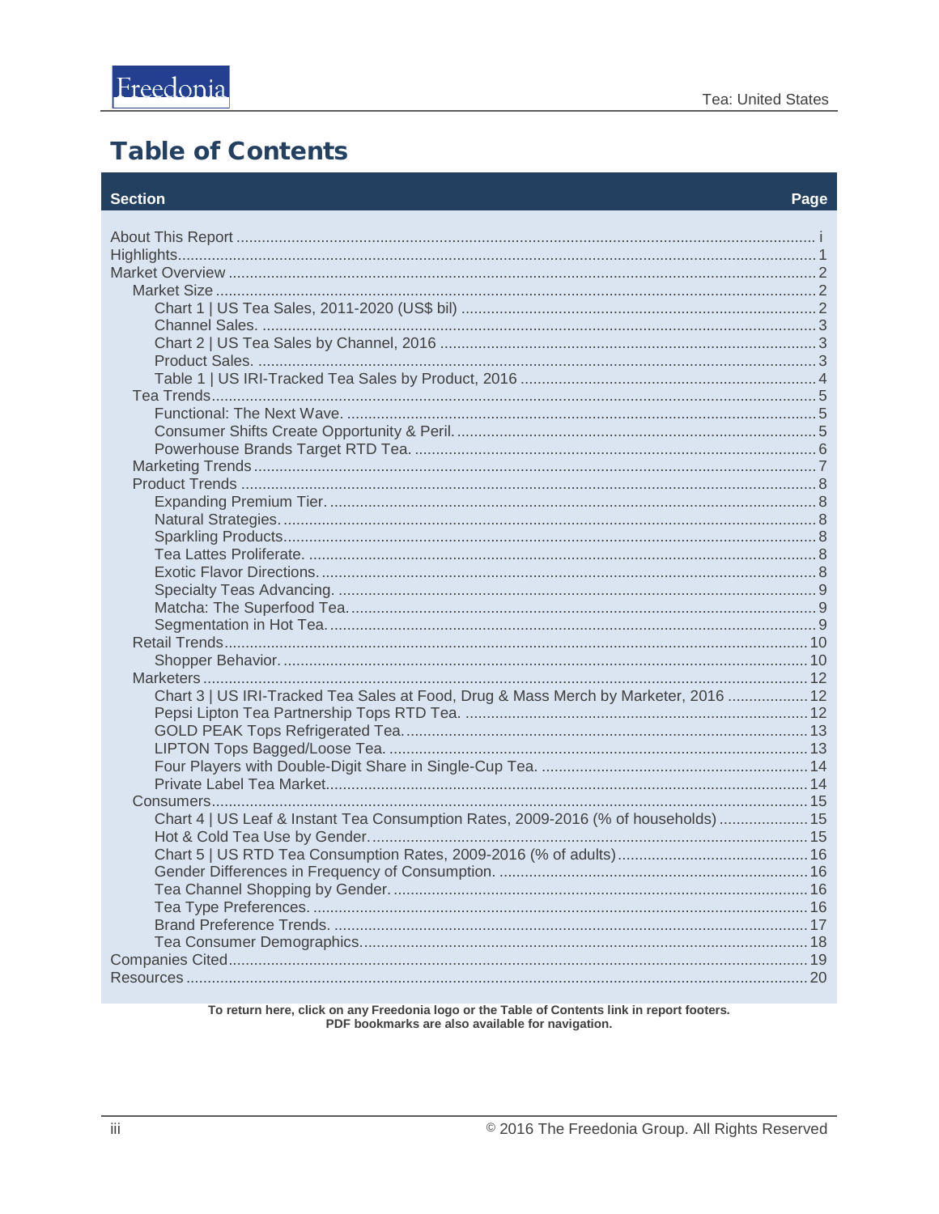# Table of Contents

| Section | Page |
|---|---|
| About This Report | i |
| Highlights | 1 |
| Market Overview | 2 |
| Market Size | 2 |
| Chart 1 \| US Tea Sales, 2011-2020 (US$ bil) | 2 |
| Channel Sales. | 3 |
| Chart 2 \| US Tea Sales by Channel, 2016 | 3 |
| Product Sales. | 3 |
| Table 1 \| US IRI-Tracked Tea Sales by Product, 2016 | 4 |
| Tea Trends | 5 |
| Functional: The Next Wave. | 5 |
| Consumer Shifts Create Opportunity & Peril. | 5 |
| Powerhouse Brands Target RTD Tea. | 6 |
| Marketing Trends | 7 |
| Product Trends | 8 |
| Expanding Premium Tier. | 8 |
| Natural Strategies. | 8 |
| Sparkling Products | 8 |
| Tea Lattes Proliferate. | 8 |
| Exotic Flavor Directions. | 8 |
| Specialty Teas Advancing. | 9 |
| Matcha: The Superfood Tea. | 9 |
| Segmentation in Hot Tea. | 9 |
| Retail Trends | 10 |
| Shopper Behavior. | 10 |
| Marketers | 12 |
| Chart 3 \| US IRI-Tracked Tea Sales at Food, Drug & Mass Merch by Marketer, 2016 | 12 |
| Pepsi Lipton Tea Partnership Tops RTD Tea. | 12 |
| GOLD PEAK Tops Refrigerated Tea. | 13 |
| LIPTON Tops Bagged/Loose Tea. | 13 |
| Four Players with Double-Digit Share in Single-Cup Tea. | 14 |
| Private Label Tea Market | 14 |
| Consumers | 15 |
| Chart 4 \| US Leaf & Instant Tea Consumption Rates, 2009-2016 (% of households) | 15 |
| Hot & Cold Tea Use by Gender. | 15 |
| Chart 5 \| US RTD Tea Consumption Rates, 2009-2016 (% of adults) | 16 |
| Gender Differences in Frequency of Consumption. | 16 |
| Tea Channel Shopping by Gender. | 16 |
| Tea Type Preferences. | 16 |
| Brand Preference Trends. | 17 |
| Tea Consumer Demographics. | 18 |
| Companies Cited | 19 |
| Resources | 20 |

**To return here, click on any Freedonia logo or the Table of Contents link in report footers.**
**PDF bookmarks are also available for navigation.**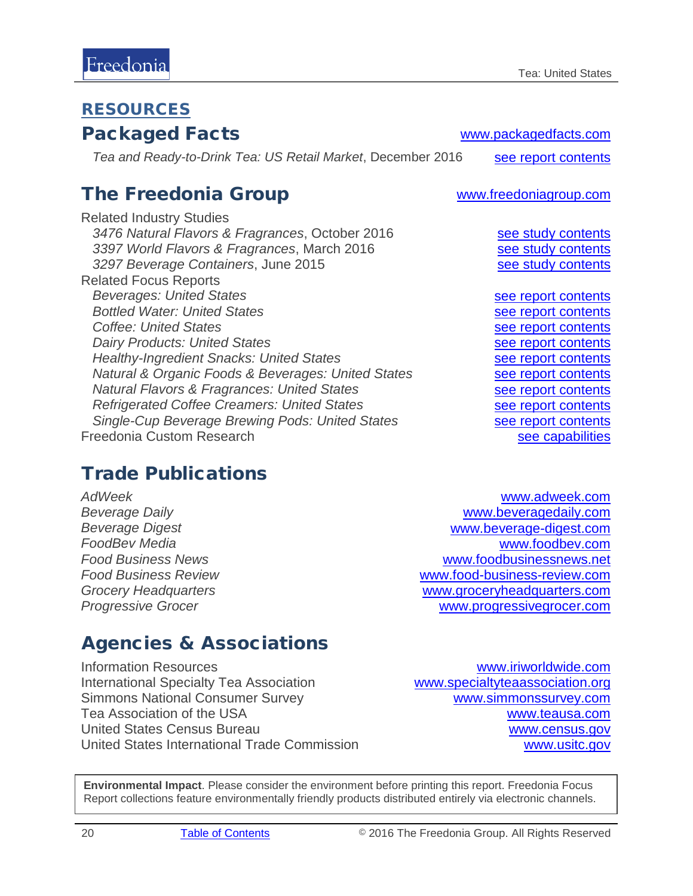# RESOURCES

## Packaged Facts

www.packagedfacts.com

*Tea and Ready-to-Drink Tea: US Retail Market*, December 2016 — see report contents

## The Freedonia Group

www.freedoniagroup.com

Related Industry Studies

- *3476 Natural Flavors & Fragrances*, October 2016 — see study contents
- *3397 World Flavors & Fragrances*, March 2016 — see study contents
- *3297 Beverage Containers*, June 2015 — see study contents

Related Focus Reports

- *Beverages: United States* — see report contents
- *Bottled Water: United States* — see report contents
- *Coffee: United States* — see report contents
- *Dairy Products: United States* — see report contents
- *Healthy-Ingredient Snacks: United States* — see report contents
- *Natural & Organic Foods & Beverages: United States* — see report contents
- *Natural Flavors & Fragrances: United States* — see report contents
- *Refrigerated Coffee Creamers: United States* — see report contents
- *Single-Cup Beverage Brewing Pods: United States* — see report contents

Freedonia Custom Research — see capabilities

## Trade Publications

| | |
|---|---|
| *AdWeek* | www.adweek.com |
| *Beverage Daily* | www.beveragedaily.com |
| *Beverage Digest* | www.beverage-digest.com |
| *FoodBev Media* | www.foodbev.com |
| *Food Business News* | www.foodbusinessnews.net |
| *Food Business Review* | www.food-business-review.com |
| *Grocery Headquarters* | www.groceryheadquarters.com |
| *Progressive Grocer* | www.progressivegrocer.com |

## Agencies & Associations

| | |
|---|---|
| Information Resources | www.iriworldwide.com |
| International Specialty Tea Association | www.specialtyteaassociation.org |
| Simmons National Consumer Survey | www.simmonssurvey.com |
| Tea Association of the USA | www.teausa.com |
| United States Census Bureau | www.census.gov |
| United States International Trade Commission | www.usitc.gov |

**Environmental Impact**. Please consider the environment before printing this report. Freedonia Focus Report collections feature environmentally friendly products distributed entirely via electronic channels.